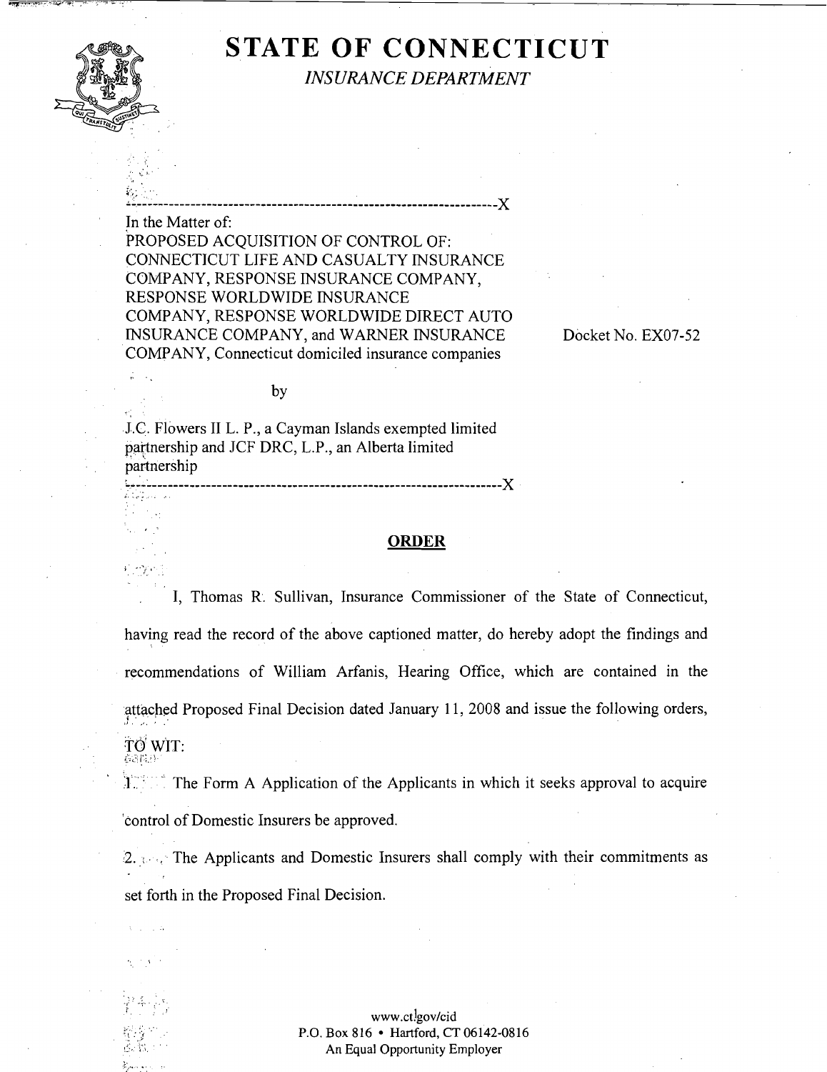# STATE OF CONNECTICUT

*INSURANCE DEPARTMENT*

---------------------------------------------------------------------X

In the Matter of:
PROPOSED ACQUISITION OF CONTROL OF:
CONNECTICUT LIFE AND CASUALTY INSURANCE COMPANY, RESPONSE INSURANCE COMPANY, RESPONSE WORLDWIDE INSURANCE COMPANY, RESPONSE WORLDWIDE DIRECT AUTO INSURANCE COMPANY, and WARNER INSURANCE COMPANY, Connecticut domiciled insurance companies

Docket No. EX07-52

by

J.C. Flowers II L. P., a Cayman Islands exempted limited partnership and JCF DRC, L.P., an Alberta limited partnership

---------------------------------------------------------------------X

## ORDER

I, Thomas R. Sullivan, Insurance Commissioner of the State of Connecticut, having read the record of the above captioned matter, do hereby adopt the findings and recommendations of William Arfanis, Hearing Office, which are contained in the attached Proposed Final Decision dated January 11, 2008 and issue the following orders, TO WIT:

1. The Form A Application of the Applicants in which it seeks approval to acquire control of Domestic Insurers be approved.

2. The Applicants and Domestic Insurers shall comply with their commitments as set forth in the Proposed Final Decision.

www.ct.gov/cid
P.O. Box 816 • Hartford, CT 06142-0816
An Equal Opportunity Employer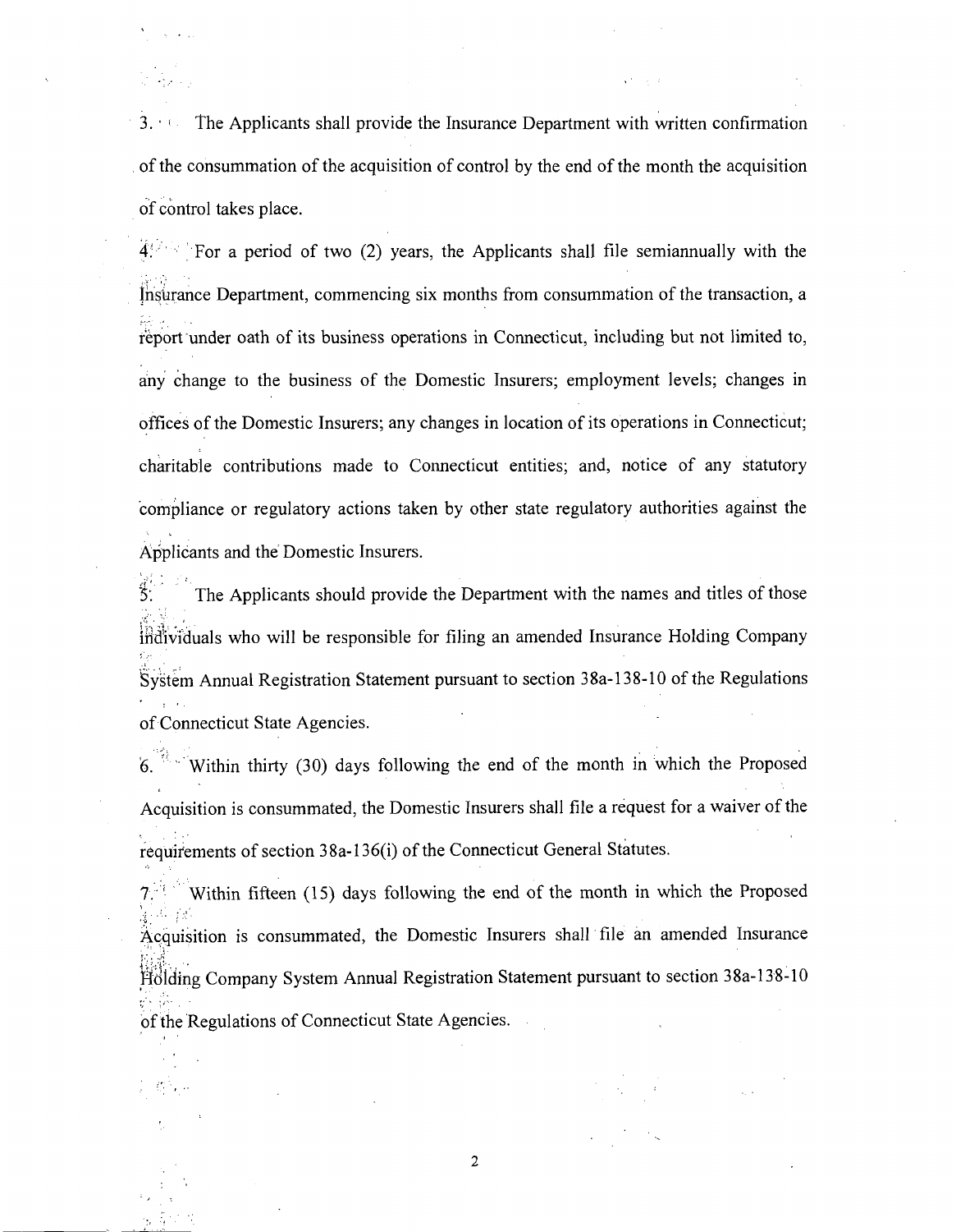3. The Applicants shall provide the Insurance Department with written confirmation of the consummation of the acquisition of control by the end of the month the acquisition of control takes place.

4. For a period of two (2) years, the Applicants shall file semiannually with the Insurance Department, commencing six months from consummation of the transaction, a report under oath of its business operations in Connecticut, including but not limited to, any change to the business of the Domestic Insurers; employment levels; changes in offices of the Domestic Insurers; any changes in location of its operations in Connecticut; charitable contributions made to Connecticut entities; and, notice of any statutory compliance or regulatory actions taken by other state regulatory authorities against the Applicants and the Domestic Insurers.

5. The Applicants should provide the Department with the names and titles of those individuals who will be responsible for filing an amended Insurance Holding Company System Annual Registration Statement pursuant to section 38a-138-10 of the Regulations of Connecticut State Agencies.

6. Within thirty (30) days following the end of the month in which the Proposed Acquisition is consummated, the Domestic Insurers shall file a request for a waiver of the requirements of section 38a-136(i) of the Connecticut General Statutes.

7. Within fifteen (15) days following the end of the month in which the Proposed Acquisition is consummated, the Domestic Insurers shall file an amended Insurance Holding Company System Annual Registration Statement pursuant to section 38a-138-10 of the Regulations of Connecticut State Agencies.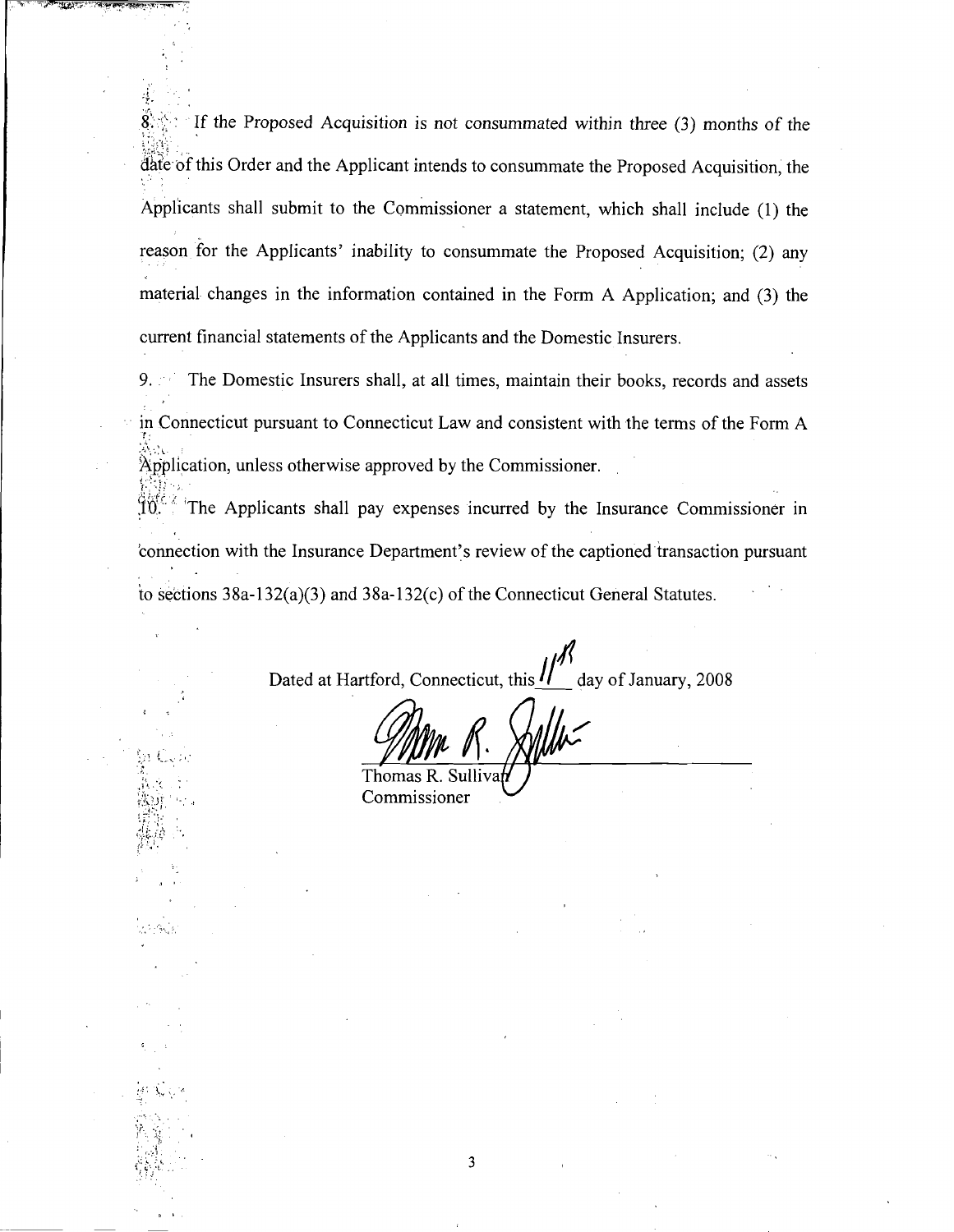8. If the Proposed Acquisition is not consummated within three (3) months of the date of this Order and the Applicant intends to consummate the Proposed Acquisition, the Applicants shall submit to the Commissioner a statement, which shall include (1) the reason for the Applicants' inability to consummate the Proposed Acquisition; (2) any material changes in the information contained in the Form A Application; and (3) the current financial statements of the Applicants and the Domestic Insurers.

9. The Domestic Insurers shall, at all times, maintain their books, records and assets in Connecticut pursuant to Connecticut Law and consistent with the terms of the Form A Application, unless otherwise approved by the Commissioner.

10. The Applicants shall pay expenses incurred by the Insurance Commissioner in connection with the Insurance Department's review of the captioned transaction pursuant to sections 38a-132(a)(3) and 38a-132(c) of the Connecticut General Statutes.

Dated at Hartford, Connecticut, this 11th day of January, 2008

Thomas R. Sullivan
Commissioner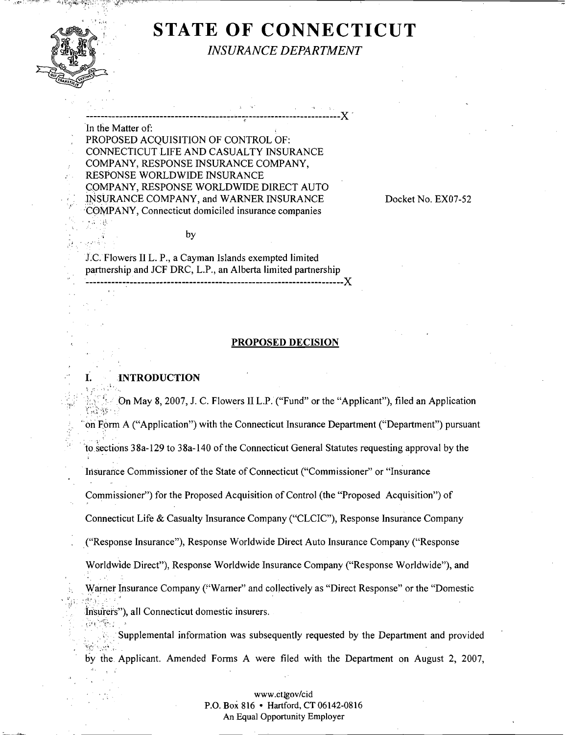# STATE OF CONNECTICUT

*INSURANCE DEPARTMENT*

---

In the Matter of:
PROPOSED ACQUISITION OF CONTROL OF:
CONNECTICUT LIFE AND CASUALTY INSURANCE COMPANY, RESPONSE INSURANCE COMPANY, RESPONSE WORLDWIDE INSURANCE COMPANY, RESPONSE WORLDWIDE DIRECT AUTO INSURANCE COMPANY, and WARNER INSURANCE COMPANY, Connecticut domiciled insurance companies

by

J.C. Flowers II L. P., a Cayman Islands exempted limited partnership and JCF DRC, L.P., an Alberta limited partnership

---

Docket No. EX07-52

## PROPOSED DECISION

### I. INTRODUCTION

On May 8, 2007, J. C. Flowers II L.P. ("Fund" or the "Applicant"), filed an Application on Form A ("Application") with the Connecticut Insurance Department ("Department") pursuant to sections 38a-129 to 38a-140 of the Connecticut General Statutes requesting approval by the Insurance Commissioner of the State of Connecticut ("Commissioner" or "Insurance Commissioner") for the Proposed Acquisition of Control (the "Proposed Acquisition") of Connecticut Life & Casualty Insurance Company ("CLCIC"), Response Insurance Company ("Response Insurance"), Response Worldwide Direct Auto Insurance Company ("Response Worldwide Direct"), Response Worldwide Insurance Company ("Response Worldwide"), and Warner Insurance Company ("Warner" and collectively as "Direct Response" or the "Domestic Insurers"), all Connecticut domestic insurers.

Supplemental information was subsequently requested by the Department and provided by the Applicant. Amended Forms A were filed with the Department on August 2, 2007,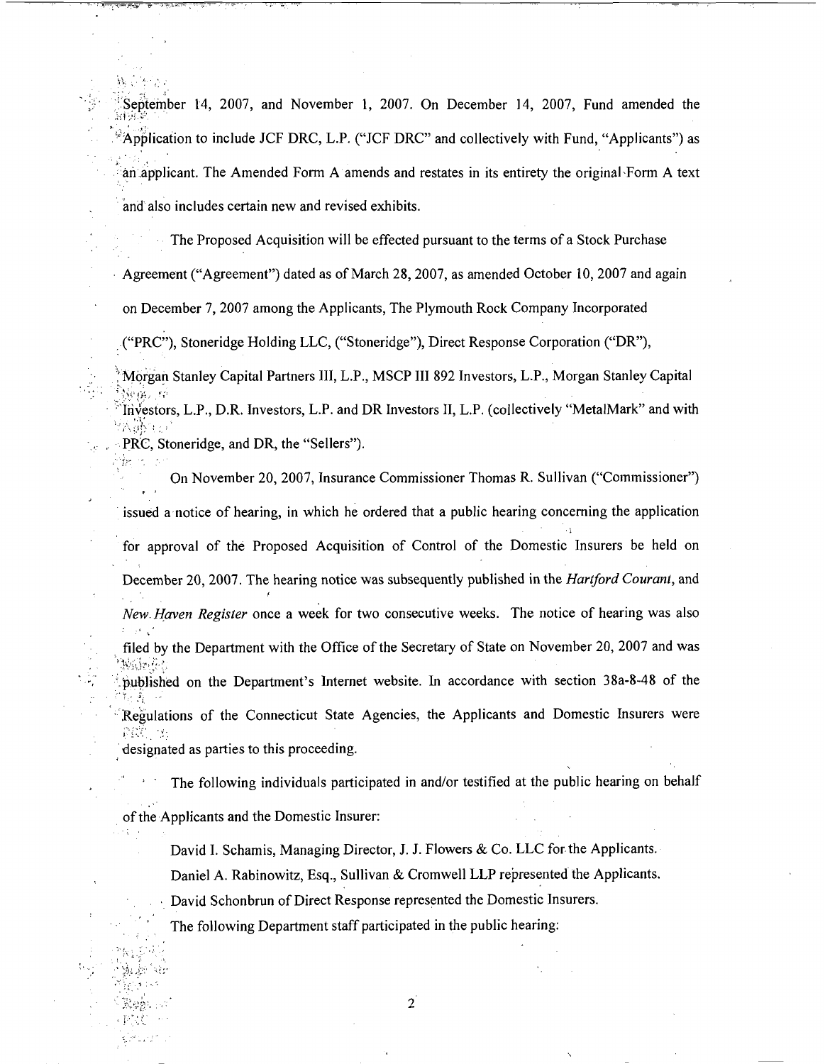September 14, 2007, and November 1, 2007. On December 14, 2007, Fund amended the Application to include JCF DRC, L.P. ("JCF DRC" and collectively with Fund, "Applicants") as an applicant. The Amended Form A amends and restates in its entirety the original Form A text and also includes certain new and revised exhibits.

The Proposed Acquisition will be effected pursuant to the terms of a Stock Purchase Agreement ("Agreement") dated as of March 28, 2007, as amended October 10, 2007 and again on December 7, 2007 among the Applicants, The Plymouth Rock Company Incorporated ("PRC"), Stoneridge Holding LLC, ("Stoneridge"), Direct Response Corporation ("DR"), Morgan Stanley Capital Partners III, L.P., MSCP III 892 Investors, L.P., Morgan Stanley Capital Investors, L.P., D.R. Investors, L.P. and DR Investors II, L.P. (collectively "MetalMark" and with PRC, Stoneridge, and DR, the "Sellers").

On November 20, 2007, Insurance Commissioner Thomas R. Sullivan ("Commissioner") issued a notice of hearing, in which he ordered that a public hearing concerning the application for approval of the Proposed Acquisition of Control of the Domestic Insurers be held on December 20, 2007. The hearing notice was subsequently published in the *Hartford Courant*, and *New Haven Register* once a week for two consecutive weeks. The notice of hearing was also filed by the Department with the Office of the Secretary of State on November 20, 2007 and was published on the Department's Internet website. In accordance with section 38a-8-48 of the Regulations of the Connecticut State Agencies, the Applicants and Domestic Insurers were designated as parties to this proceeding.

The following individuals participated in and/or testified at the public hearing on behalf of the Applicants and the Domestic Insurer:

David I. Schamis, Managing Director, J. J. Flowers & Co. LLC for the Applicants.
Daniel A. Rabinowitz, Esq., Sullivan & Cromwell LLP represented the Applicants.
David Schonbrun of Direct Response represented the Domestic Insurers.

The following Department staff participated in the public hearing: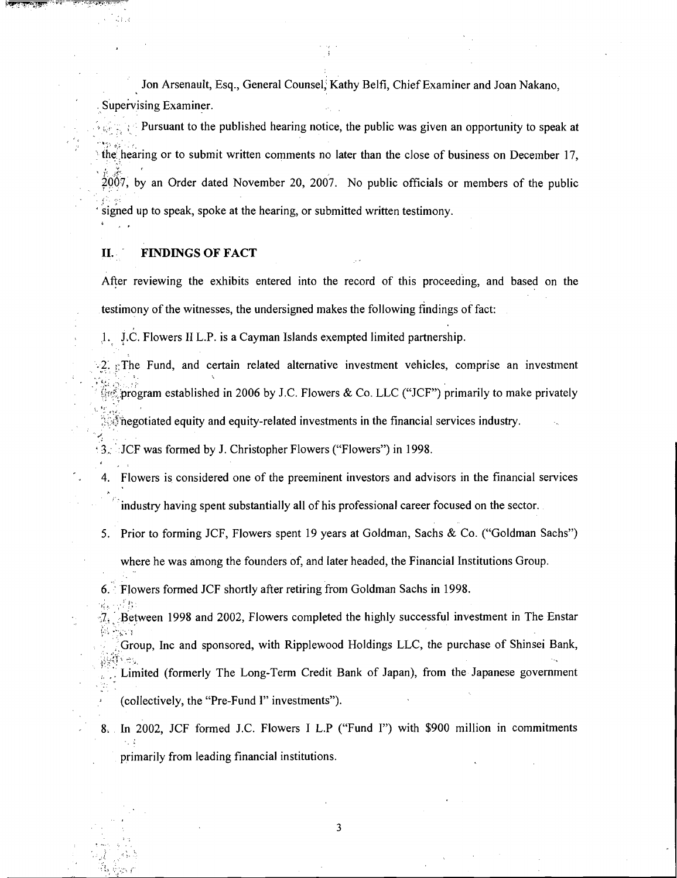Jon Arsenault, Esq., General Counsel, Kathy Belfi, Chief Examiner and Joan Nakano, Supervising Examiner.

Pursuant to the published hearing notice, the public was given an opportunity to speak at the hearing or to submit written comments no later than the close of business on December 17, 2007, by an Order dated November 20, 2007. No public officials or members of the public signed up to speak, spoke at the hearing, or submitted written testimony.

## II. FINDINGS OF FACT

After reviewing the exhibits entered into the record of this proceeding, and based on the testimony of the witnesses, the undersigned makes the following findings of fact:

1. J.C. Flowers II L.P. is a Cayman Islands exempted limited partnership.
2. The Fund, and certain related alternative investment vehicles, comprise an investment program established in 2006 by J.C. Flowers & Co. LLC ("JCF") primarily to make privately negotiated equity and equity-related investments in the financial services industry.
3. JCF was formed by J. Christopher Flowers ("Flowers") in 1998.
4. Flowers is considered one of the preeminent investors and advisors in the financial services industry having spent substantially all of his professional career focused on the sector.
5. Prior to forming JCF, Flowers spent 19 years at Goldman, Sachs & Co. ("Goldman Sachs") where he was among the founders of, and later headed, the Financial Institutions Group.
6. Flowers formed JCF shortly after retiring from Goldman Sachs in 1998.
7. Between 1998 and 2002, Flowers completed the highly successful investment in The Enstar Group, Inc and sponsored, with Ripplewood Holdings LLC, the purchase of Shinsei Bank, Limited (formerly The Long-Term Credit Bank of Japan), from the Japanese government (collectively, the "Pre-Fund I" investments").
8. In 2002, JCF formed J.C. Flowers I L.P ("Fund I") with $900 million in commitments primarily from leading financial institutions.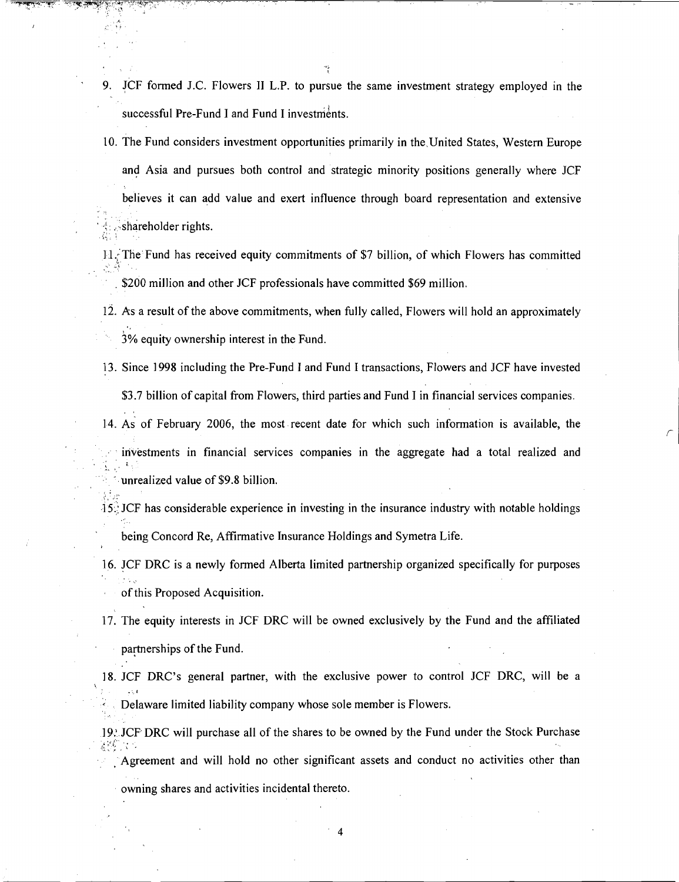9. JCF formed J.C. Flowers II L.P. to pursue the same investment strategy employed in the successful Pre-Fund I and Fund I investments.
10. The Fund considers investment opportunities primarily in the United States, Western Europe and Asia and pursues both control and strategic minority positions generally where JCF believes it can add value and exert influence through board representation and extensive shareholder rights.
11. The Fund has received equity commitments of $7 billion, of which Flowers has committed $200 million and other JCF professionals have committed $69 million.
12. As a result of the above commitments, when fully called, Flowers will hold an approximately 3% equity ownership interest in the Fund.
13. Since 1998 including the Pre-Fund I and Fund I transactions, Flowers and JCF have invested $3.7 billion of capital from Flowers, third parties and Fund I in financial services companies.
14. As of February 2006, the most recent date for which such information is available, the investments in financial services companies in the aggregate had a total realized and unrealized value of $9.8 billion.
15. JCF has considerable experience in investing in the insurance industry with notable holdings being Concord Re, Affirmative Insurance Holdings and Symetra Life.
16. JCF DRC is a newly formed Alberta limited partnership organized specifically for purposes of this Proposed Acquisition.
17. The equity interests in JCF DRC will be owned exclusively by the Fund and the affiliated partnerships of the Fund.
18. JCF DRC's general partner, with the exclusive power to control JCF DRC, will be a Delaware limited liability company whose sole member is Flowers.
19. JCF DRC will purchase all of the shares to be owned by the Fund under the Stock Purchase Agreement and will hold no other significant assets and conduct no activities other than owning shares and activities incidental thereto.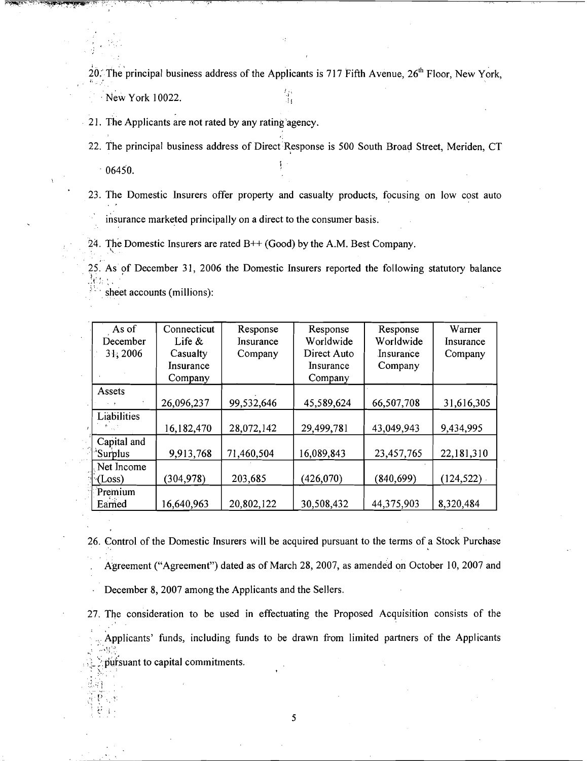20. The principal business address of the Applicants is 717 Fifth Avenue, 26th Floor, New York, New York 10022.

21. The Applicants are not rated by any rating agency.

22. The principal business address of Direct Response is 500 South Broad Street, Meriden, CT 06450.

23. The Domestic Insurers offer property and casualty products, focusing on low cost auto insurance marketed principally on a direct to the consumer basis.

24. The Domestic Insurers are rated B++ (Good) by the A.M. Best Company.

25. As of December 31, 2006 the Domestic Insurers reported the following statutory balance sheet accounts (millions):

| As of December 31, 2006 | Connecticut Life & Casualty Insurance Company | Response Insurance Company | Response Worldwide Direct Auto Insurance Company | Response Worldwide Insurance Company | Warner Insurance Company |
|---|---|---|---|---|---|
| Assets | 26,096,237 | 99,532,646 | 45,589,624 | 66,507,708 | 31,616,305 |
| Liabilities | 16,182,470 | 28,072,142 | 29,499,781 | 43,049,943 | 9,434,995 |
| Capital and Surplus | 9,913,768 | 71,460,504 | 16,089,843 | 23,457,765 | 22,181,310 |
| Net Income (Loss) | (304,978) | 203,685 | (426,070) | (840,699) | (124,522) |
| Premium Earned | 16,640,963 | 20,802,122 | 30,508,432 | 44,375,903 | 8,320,484 |

26. Control of the Domestic Insurers will be acquired pursuant to the terms of a Stock Purchase Agreement ("Agreement") dated as of March 28, 2007, as amended on October 10, 2007 and December 8, 2007 among the Applicants and the Sellers.

27. The consideration to be used in effectuating the Proposed Acquisition consists of the Applicants' funds, including funds to be drawn from limited partners of the Applicants pursuant to capital commitments.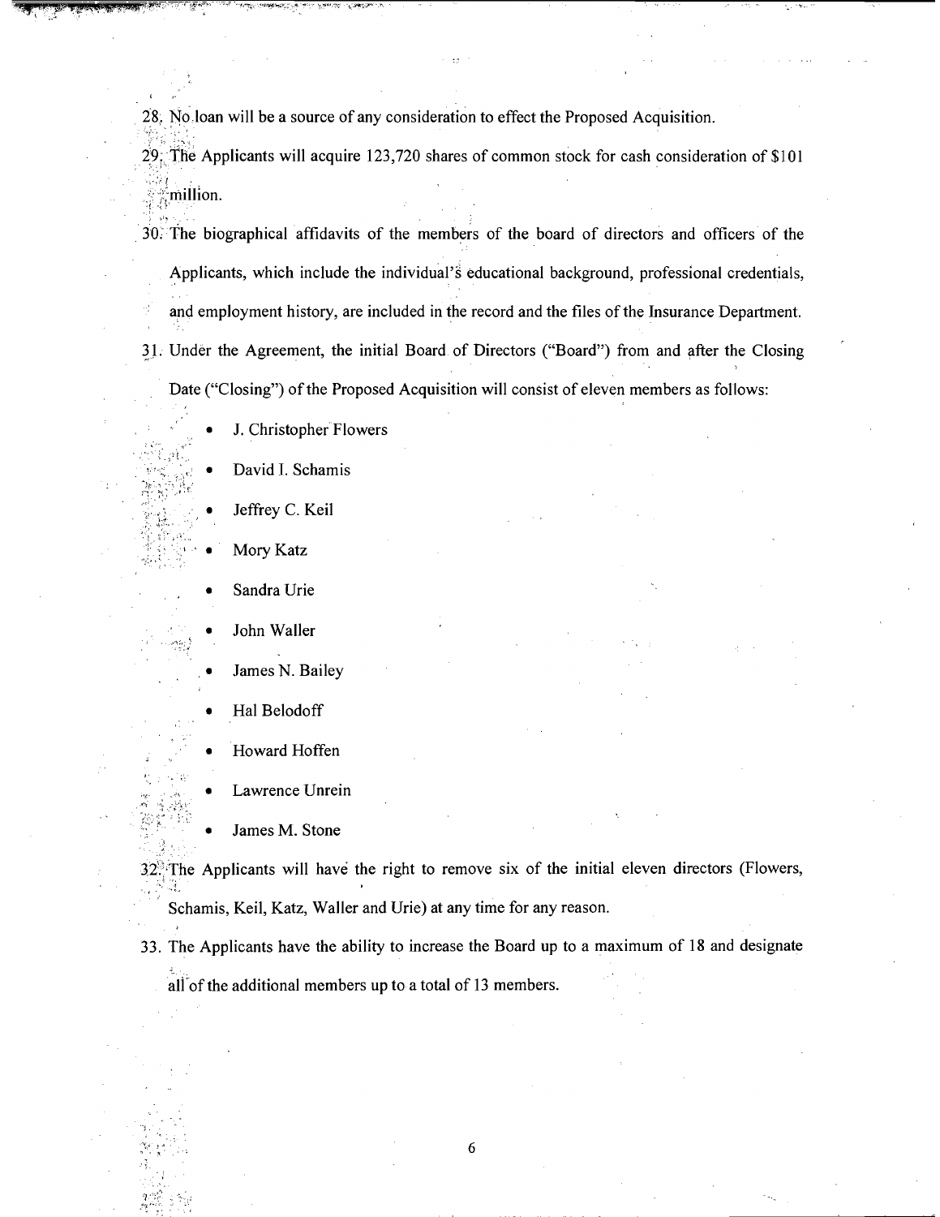28. No loan will be a source of any consideration to effect the Proposed Acquisition.

29. The Applicants will acquire 123,720 shares of common stock for cash consideration of $101 million.

30. The biographical affidavits of the members of the board of directors and officers of the Applicants, which include the individual's educational background, professional credentials, and employment history, are included in the record and the files of the Insurance Department.

31. Under the Agreement, the initial Board of Directors ("Board") from and after the Closing Date ("Closing") of the Proposed Acquisition will consist of eleven members as follows:

    - J. Christopher Flowers
    - David I. Schamis
    - Jeffrey C. Keil
    - Mory Katz
    - Sandra Urie
    - John Waller
    - James N. Bailey
    - Hal Belodoff
    - Howard Hoffen
    - Lawrence Unrein
    - James M. Stone

32. The Applicants will have the right to remove six of the initial eleven directors (Flowers, Schamis, Keil, Katz, Waller and Urie) at any time for any reason.

33. The Applicants have the ability to increase the Board up to a maximum of 18 and designate all of the additional members up to a total of 13 members.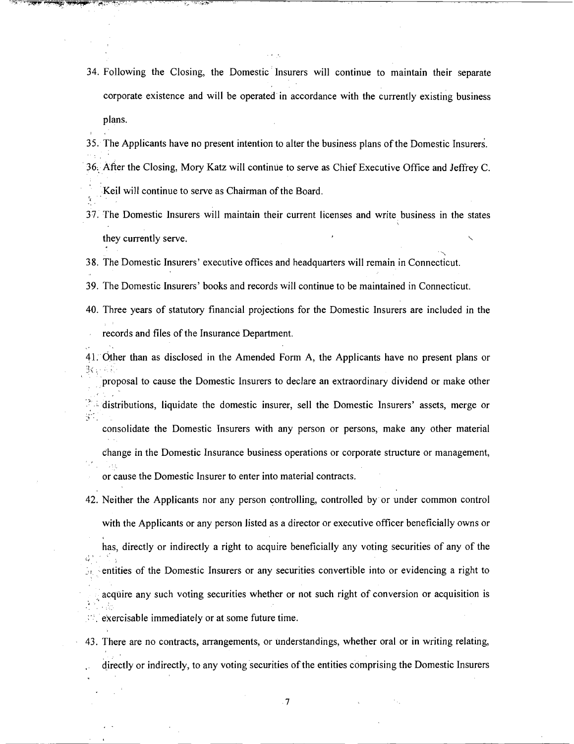34. Following the Closing, the Domestic Insurers will continue to maintain their separate corporate existence and will be operated in accordance with the currently existing business plans.

35. The Applicants have no present intention to alter the business plans of the Domestic Insurers.

36. After the Closing, Mory Katz will continue to serve as Chief Executive Office and Jeffrey C. Keil will continue to serve as Chairman of the Board.

37. The Domestic Insurers will maintain their current licenses and write business in the states they currently serve.

38. The Domestic Insurers' executive offices and headquarters will remain in Connecticut.

39. The Domestic Insurers' books and records will continue to be maintained in Connecticut.

40. Three years of statutory financial projections for the Domestic Insurers are included in the records and files of the Insurance Department.

41. Other than as disclosed in the Amended Form A, the Applicants have no present plans or proposal to cause the Domestic Insurers to declare an extraordinary dividend or make other distributions, liquidate the domestic insurer, sell the Domestic Insurers' assets, merge or consolidate the Domestic Insurers with any person or persons, make any other material change in the Domestic Insurance business operations or corporate structure or management, or cause the Domestic Insurer to enter into material contracts.

42. Neither the Applicants nor any person controlling, controlled by or under common control with the Applicants or any person listed as a director or executive officer beneficially owns or has, directly or indirectly a right to acquire beneficially any voting securities of any of the entities of the Domestic Insurers or any securities convertible into or evidencing a right to acquire any such voting securities whether or not such right of conversion or acquisition is exercisable immediately or at some future time.

43. There are no contracts, arrangements, or understandings, whether oral or in writing relating, directly or indirectly, to any voting securities of the entities comprising the Domestic Insurers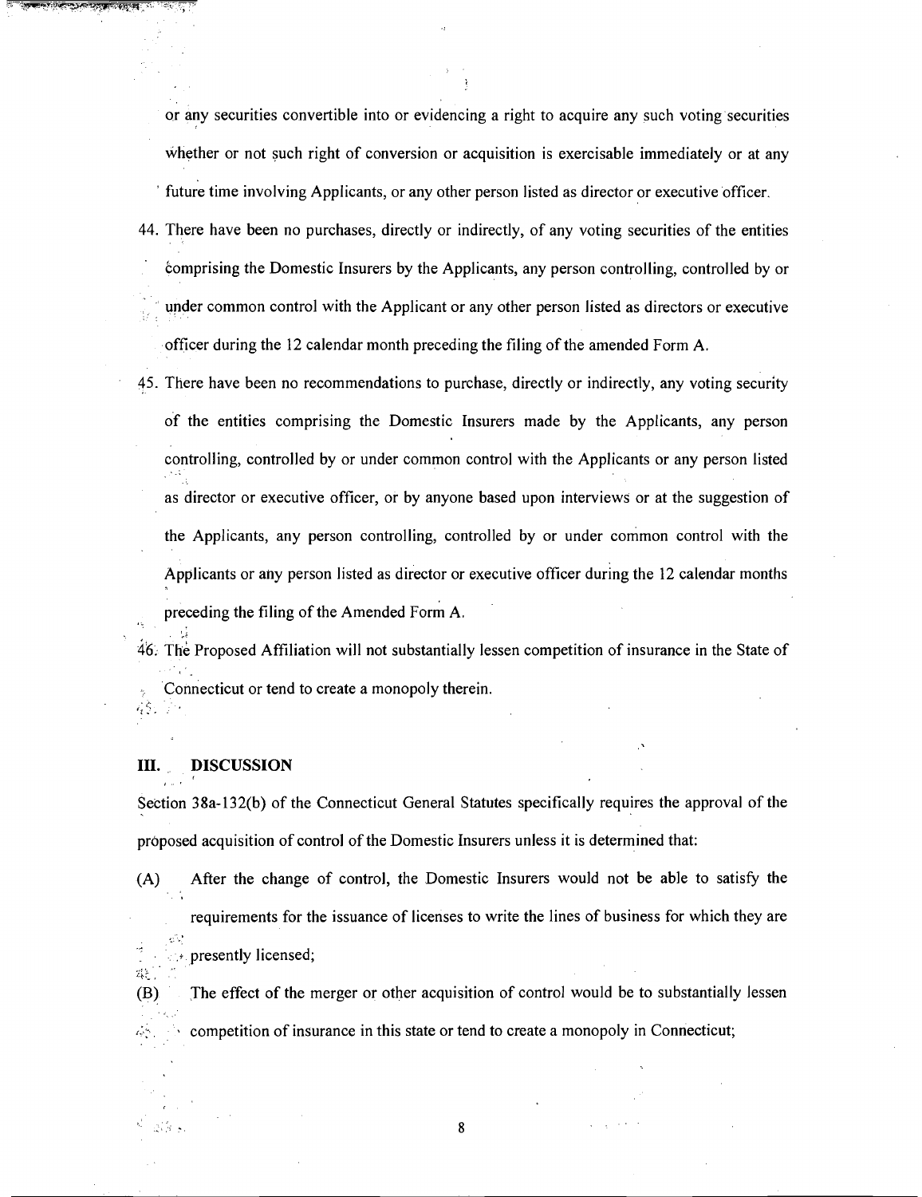or any securities convertible into or evidencing a right to acquire any such voting securities whether or not such right of conversion or acquisition is exercisable immediately or at any future time involving Applicants, or any other person listed as director or executive officer.

44. There have been no purchases, directly or indirectly, of any voting securities of the entities comprising the Domestic Insurers by the Applicants, any person controlling, controlled by or under common control with the Applicant or any other person listed as directors or executive officer during the 12 calendar month preceding the filing of the amended Form A.

45. There have been no recommendations to purchase, directly or indirectly, any voting security of the entities comprising the Domestic Insurers made by the Applicants, any person controlling, controlled by or under common control with the Applicants or any person listed as director or executive officer, or by anyone based upon interviews or at the suggestion of the Applicants, any person controlling, controlled by or under common control with the Applicants or any person listed as director or executive officer during the 12 calendar months preceding the filing of the Amended Form A.

46. The Proposed Affiliation will not substantially lessen competition of insurance in the State of Connecticut or tend to create a monopoly therein.

## III. DISCUSSION

Section 38a-132(b) of the Connecticut General Statutes specifically requires the approval of the proposed acquisition of control of the Domestic Insurers unless it is determined that:

(A) After the change of control, the Domestic Insurers would not be able to satisfy the requirements for the issuance of licenses to write the lines of business for which they are presently licensed;

(B) The effect of the merger or other acquisition of control would be to substantially lessen competition of insurance in this state or tend to create a monopoly in Connecticut;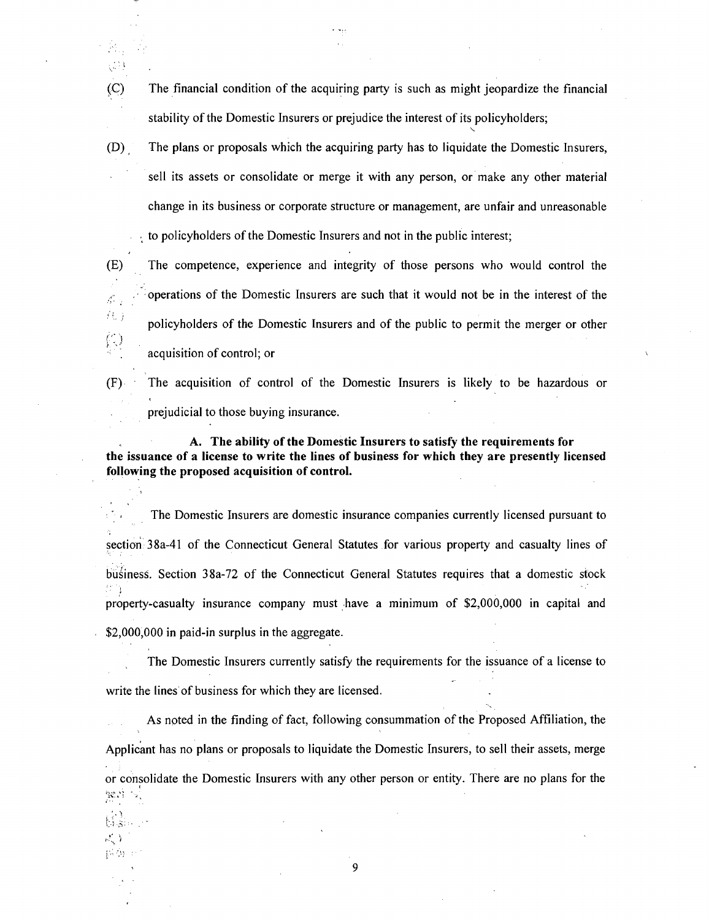(C) The financial condition of the acquiring party is such as might jeopardize the financial stability of the Domestic Insurers or prejudice the interest of its policyholders;

(D) The plans or proposals which the acquiring party has to liquidate the Domestic Insurers, sell its assets or consolidate or merge it with any person, or make any other material change in its business or corporate structure or management, are unfair and unreasonable to policyholders of the Domestic Insurers and not in the public interest;

(E) The competence, experience and integrity of those persons who would control the operations of the Domestic Insurers are such that it would not be in the interest of the policyholders of the Domestic Insurers and of the public to permit the merger or other acquisition of control; or

(F) The acquisition of control of the Domestic Insurers is likely to be hazardous or prejudicial to those buying insurance.

**A. The ability of the Domestic Insurers to satisfy the requirements for the issuance of a license to write the lines of business for which they are presently licensed following the proposed acquisition of control.**

The Domestic Insurers are domestic insurance companies currently licensed pursuant to section 38a-41 of the Connecticut General Statutes for various property and casualty lines of business. Section 38a-72 of the Connecticut General Statutes requires that a domestic stock property-casualty insurance company must have a minimum of $2,000,000 in capital and $2,000,000 in paid-in surplus in the aggregate.

The Domestic Insurers currently satisfy the requirements for the issuance of a license to write the lines of business for which they are licensed.

As noted in the finding of fact, following consummation of the Proposed Affiliation, the Applicant has no plans or proposals to liquidate the Domestic Insurers, to sell their assets, merge or consolidate the Domestic Insurers with any other person or entity. There are no plans for the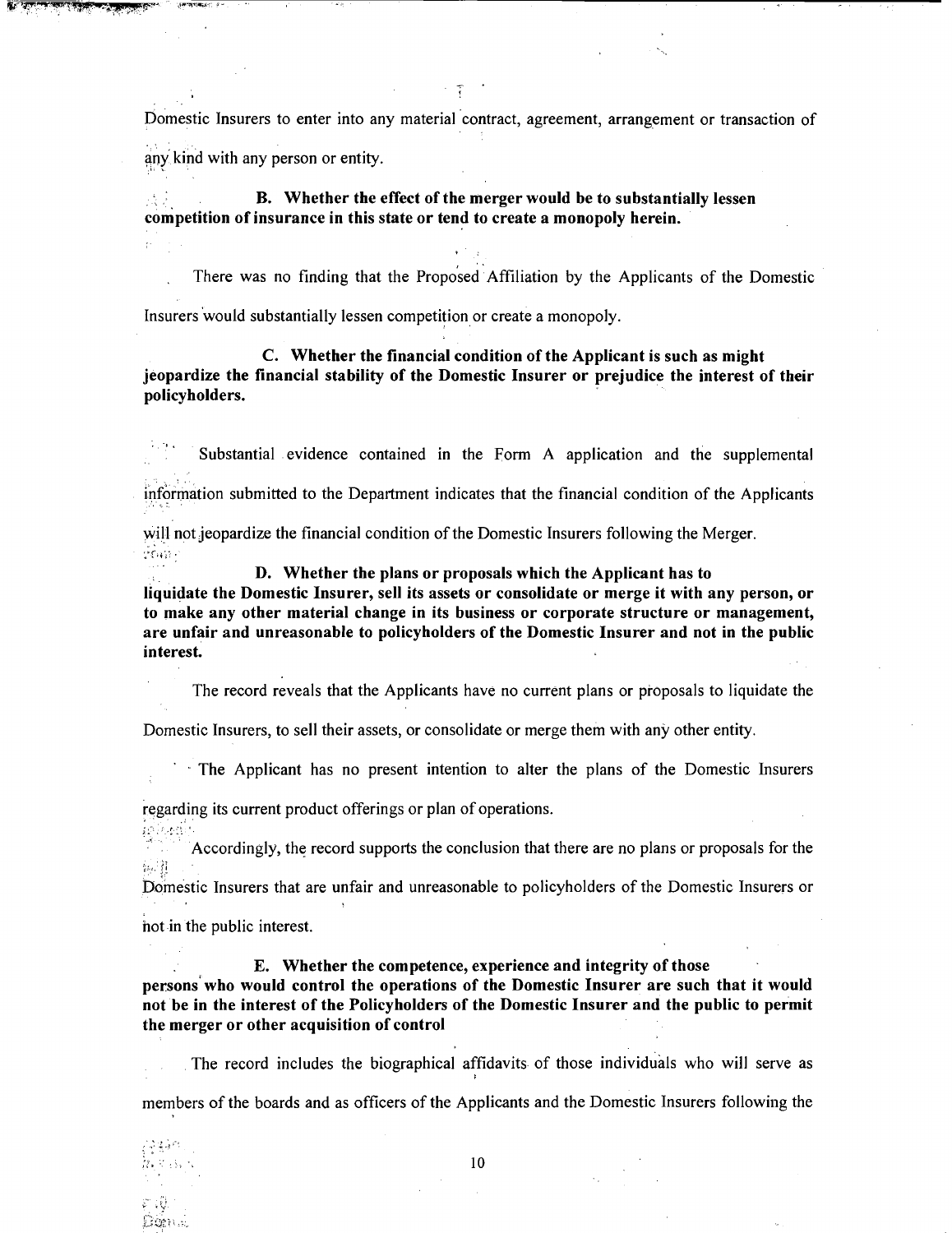Domestic Insurers to enter into any material contract, agreement, arrangement or transaction of any kind with any person or entity.

**B. Whether the effect of the merger would be to substantially lessen competition of insurance in this state or tend to create a monopoly herein.**

There was no finding that the Proposed Affiliation by the Applicants of the Domestic Insurers would substantially lessen competition or create a monopoly.

**C. Whether the financial condition of the Applicant is such as might jeopardize the financial stability of the Domestic Insurer or prejudice the interest of their policyholders.**

Substantial evidence contained in the Form A application and the supplemental information submitted to the Department indicates that the financial condition of the Applicants will not jeopardize the financial condition of the Domestic Insurers following the Merger.

**D. Whether the plans or proposals which the Applicant has to liquidate the Domestic Insurer, sell its assets or consolidate or merge it with any person, or to make any other material change in its business or corporate structure or management, are unfair and unreasonable to policyholders of the Domestic Insurer and not in the public interest.**

The record reveals that the Applicants have no current plans or proposals to liquidate the Domestic Insurers, to sell their assets, or consolidate or merge them with any other entity.

The Applicant has no present intention to alter the plans of the Domestic Insurers regarding its current product offerings or plan of operations.

Accordingly, the record supports the conclusion that there are no plans or proposals for the Domestic Insurers that are unfair and unreasonable to policyholders of the Domestic Insurers or not in the public interest.

**E. Whether the competence, experience and integrity of those persons who would control the operations of the Domestic Insurer are such that it would not be in the interest of the Policyholders of the Domestic Insurer and the public to permit the merger or other acquisition of control**

The record includes the biographical affidavits of those individuals who will serve as members of the boards and as officers of the Applicants and the Domestic Insurers following the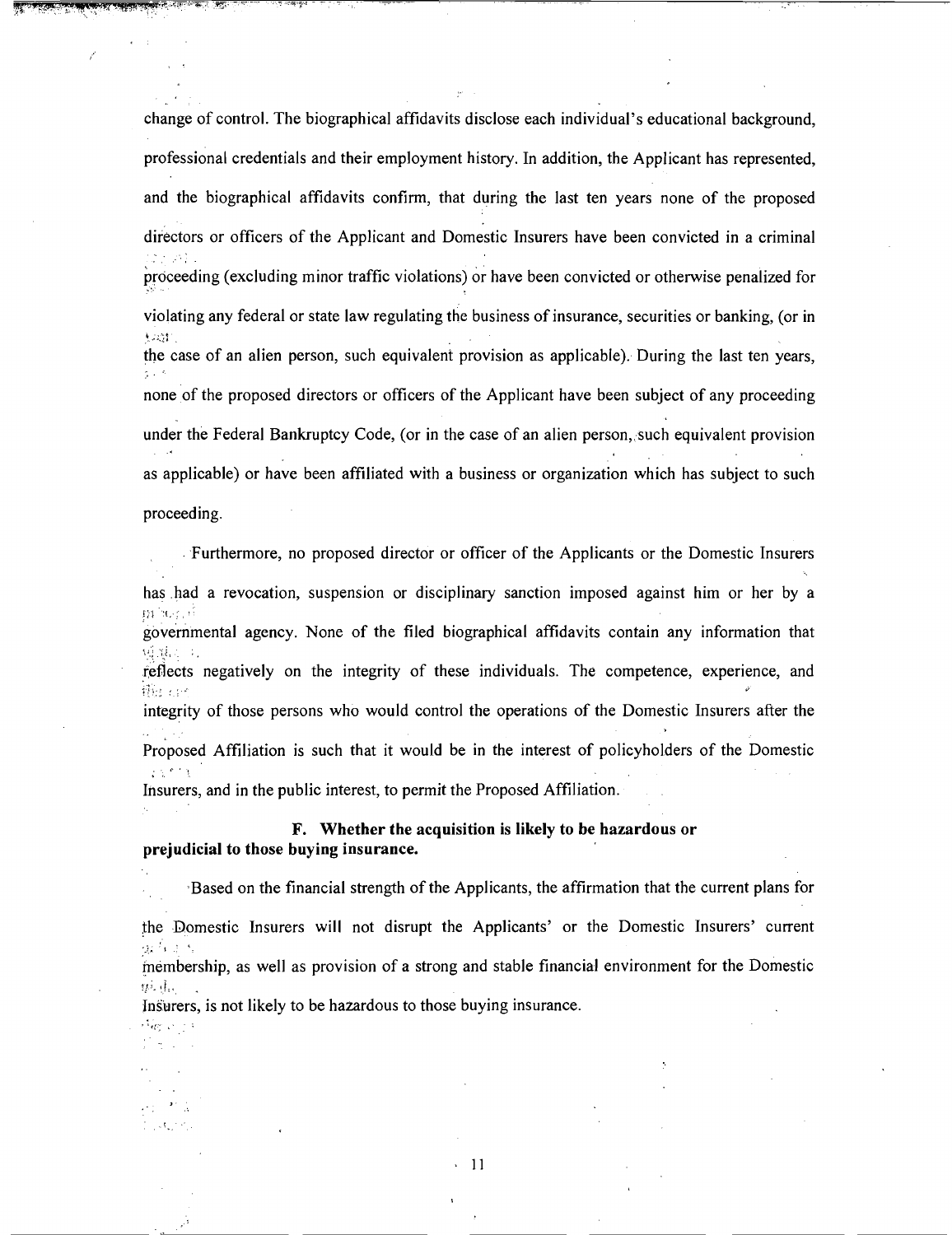change of control. The biographical affidavits disclose each individual's educational background, professional credentials and their employment history. In addition, the Applicant has represented, and the biographical affidavits confirm, that during the last ten years none of the proposed directors or officers of the Applicant and Domestic Insurers have been convicted in a criminal proceeding (excluding minor traffic violations) or have been convicted or otherwise penalized for violating any federal or state law regulating the business of insurance, securities or banking, (or in the case of an alien person, such equivalent provision as applicable). During the last ten years, none of the proposed directors or officers of the Applicant have been subject of any proceeding under the Federal Bankruptcy Code, (or in the case of an alien person, such equivalent provision as applicable) or have been affiliated with a business or organization which has subject to such proceeding.

Furthermore, no proposed director or officer of the Applicants or the Domestic Insurers has had a revocation, suspension or disciplinary sanction imposed against him or her by a governmental agency. None of the filed biographical affidavits contain any information that reflects negatively on the integrity of these individuals. The competence, experience, and integrity of those persons who would control the operations of the Domestic Insurers after the Proposed Affiliation is such that it would be in the interest of policyholders of the Domestic Insurers, and in the public interest, to permit the Proposed Affiliation.

**F. Whether the acquisition is likely to be hazardous or prejudicial to those buying insurance.**

Based on the financial strength of the Applicants, the affirmation that the current plans for the Domestic Insurers will not disrupt the Applicants' or the Domestic Insurers' current membership, as well as provision of a strong and stable financial environment for the Domestic Insurers, is not likely to be hazardous to those buying insurance.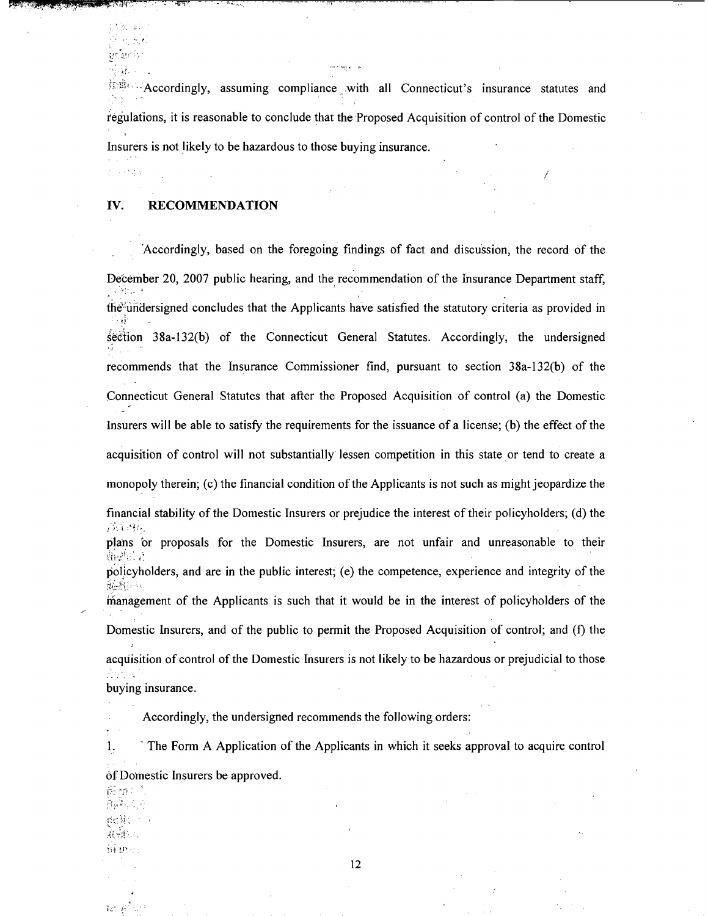Accordingly, assuming compliance with all Connecticut's insurance statutes and regulations, it is reasonable to conclude that the Proposed Acquisition of control of the Domestic Insurers is not likely to be hazardous to those buying insurance.

## IV. RECOMMENDATION

Accordingly, based on the foregoing findings of fact and discussion, the record of the December 20, 2007 public hearing, and the recommendation of the Insurance Department staff, the undersigned concludes that the Applicants have satisfied the statutory criteria as provided in section 38a-132(b) of the Connecticut General Statutes. Accordingly, the undersigned recommends that the Insurance Commissioner find, pursuant to section 38a-132(b) of the Connecticut General Statutes that after the Proposed Acquisition of control (a) the Domestic Insurers will be able to satisfy the requirements for the issuance of a license; (b) the effect of the acquisition of control will not substantially lessen competition in this state or tend to create a monopoly therein; (c) the financial condition of the Applicants is not such as might jeopardize the financial stability of the Domestic Insurers or prejudice the interest of their policyholders; (d) the plans or proposals for the Domestic Insurers, are not unfair and unreasonable to their policyholders, and are in the public interest; (e) the competence, experience and integrity of the management of the Applicants is such that it would be in the interest of policyholders of the Domestic Insurers, and of the public to permit the Proposed Acquisition of control; and (f) the acquisition of control of the Domestic Insurers is not likely to be hazardous or prejudicial to those buying insurance.

Accordingly, the undersigned recommends the following orders:

1. The Form A Application of the Applicants in which it seeks approval to acquire control of Domestic Insurers be approved.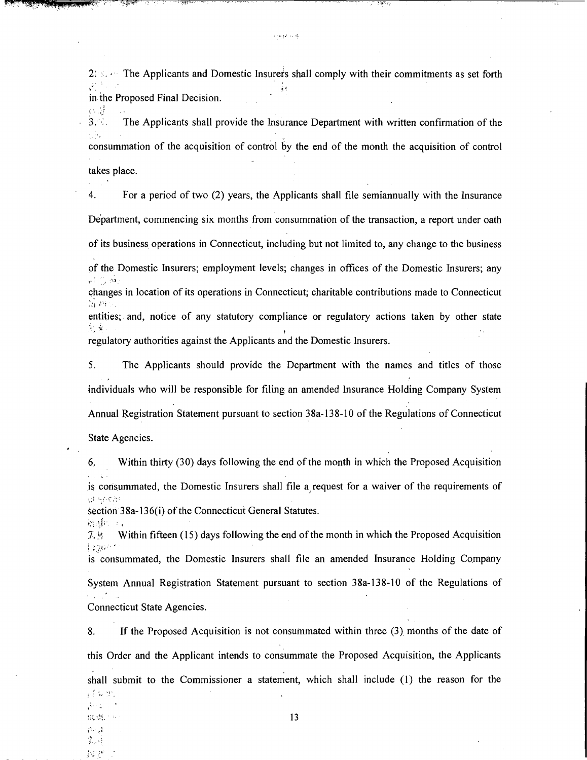2. The Applicants and Domestic Insurers shall comply with their commitments as set forth in the Proposed Final Decision.

3. The Applicants shall provide the Insurance Department with written confirmation of the consummation of the acquisition of control by the end of the month the acquisition of control takes place.

4. For a period of two (2) years, the Applicants shall file semiannually with the Insurance Department, commencing six months from consummation of the transaction, a report under oath of its business operations in Connecticut, including but not limited to, any change to the business of the Domestic Insurers; employment levels; changes in offices of the Domestic Insurers; any changes in location of its operations in Connecticut; charitable contributions made to Connecticut entities; and, notice of any statutory compliance or regulatory actions taken by other state regulatory authorities against the Applicants and the Domestic Insurers.

5. The Applicants should provide the Department with the names and titles of those individuals who will be responsible for filing an amended Insurance Holding Company System Annual Registration Statement pursuant to section 38a-138-10 of the Regulations of Connecticut State Agencies.

6. Within thirty (30) days following the end of the month in which the Proposed Acquisition is consummated, the Domestic Insurers shall file a request for a waiver of the requirements of section 38a-136(i) of the Connecticut General Statutes.

7. Within fifteen (15) days following the end of the month in which the Proposed Acquisition is consummated, the Domestic Insurers shall file an amended Insurance Holding Company System Annual Registration Statement pursuant to section 38a-138-10 of the Regulations of Connecticut State Agencies.

8. If the Proposed Acquisition is not consummated within three (3) months of the date of this Order and the Applicant intends to consummate the Proposed Acquisition, the Applicants shall submit to the Commissioner a statement, which shall include (1) the reason for the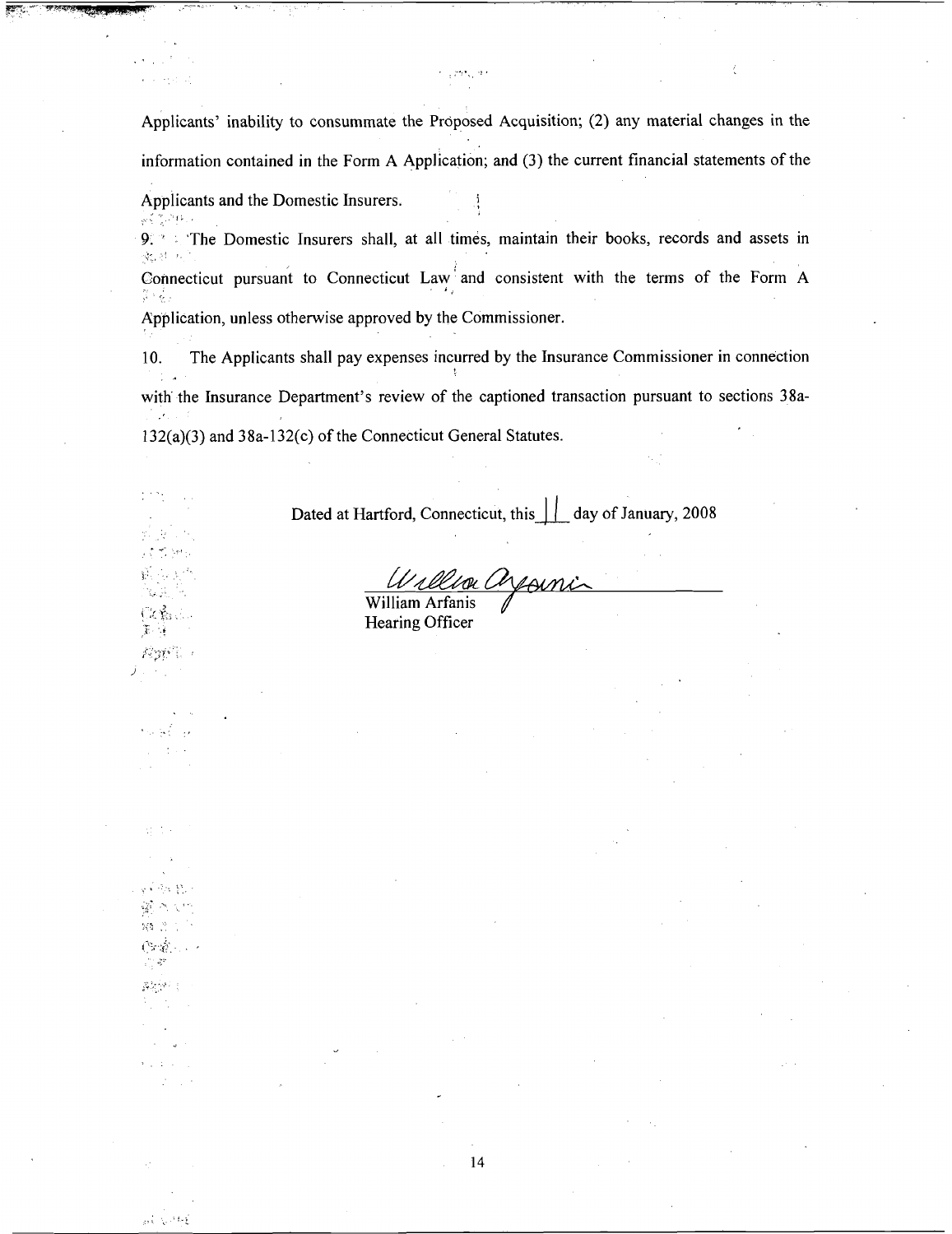Applicants' inability to consummate the Proposed Acquisition; (2) any material changes in the information contained in the Form A Application; and (3) the current financial statements of the Applicants and the Domestic Insurers.

9. The Domestic Insurers shall, at all times, maintain their books, records and assets in Connecticut pursuant to Connecticut Law and consistent with the terms of the Form A Application, unless otherwise approved by the Commissioner.

10. The Applicants shall pay expenses incurred by the Insurance Commissioner in connection with the Insurance Department's review of the captioned transaction pursuant to sections 38a-132(a)(3) and 38a-132(c) of the Connecticut General Statutes.

Dated at Hartford, Connecticut, this 11 day of January, 2008

William Arfanis
Hearing Officer